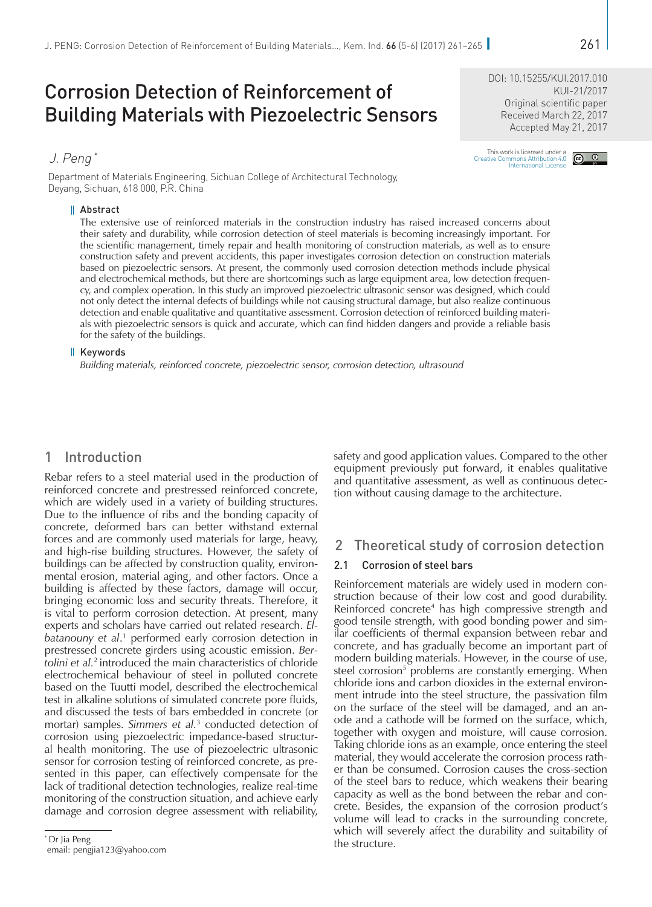DOI: 10.15255/KUI.2017.010
KUI-21/2017
Original scientific paper
Received March 22, 2017
Accepted May 21, 2017

This work is licensed under a Creative Commons Attribution 4.0 International License

# Corrosion Detection of Reinforcement of Building Materials with Piezoelectric Sensors

*J. Peng* [*]

Department of Materials Engineering, Sichuan College of Architectural Technology, Deyang, Sichuan, 618 000, P.R. China

## Abstract

The extensive use of reinforced materials in the construction industry has raised increased concerns about their safety and durability, while corrosion detection of steel materials is becoming increasingly important. For the scientific management, timely repair and health monitoring of construction materials, as well as to ensure construction safety and prevent accidents, this paper investigates corrosion detection on construction materials based on piezoelectric sensors. At present, the commonly used corrosion detection methods include physical and electrochemical methods, but there are shortcomings such as large equipment area, low detection frequency, and complex operation. In this study an improved piezoelectric ultrasonic sensor was designed, which could not only detect the internal defects of buildings while not causing structural damage, but also realize continuous detection and enable qualitative and quantitative assessment. Corrosion detection of reinforced building materials with piezoelectric sensors is quick and accurate, which can find hidden dangers and provide a reliable basis for the safety of the buildings.

## Keywords

*Building materials, reinforced concrete, piezoelectric sensor, corrosion detection, ultrasound*

## 1 Introduction

Rebar refers to a steel material used in the production of reinforced concrete and prestressed reinforced concrete, which are widely used in a variety of building structures. Due to the influence of ribs and the bonding capacity of concrete, deformed bars can better withstand external forces and are commonly used materials for large, heavy, and high-rise building structures. However, the safety of buildings can be affected by construction quality, environmental erosion, material aging, and other factors. Once a building is affected by these factors, damage will occur, bringing economic loss and security threats. Therefore, it is vital to perform corrosion detection. At present, many experts and scholars have carried out related research. *Elbatanouny et al.*[1] performed early corrosion detection in prestressed concrete girders using acoustic emission. *Bertolini et al.*[2] introduced the main characteristics of chloride electrochemical behaviour of steel in polluted concrete based on the Tuutti model, described the electrochemical test in alkaline solutions of simulated concrete pore fluids, and discussed the tests of bars embedded in concrete (or mortar) samples. *Simmers et al.*[3] conducted detection of corrosion using piezoelectric impedance-based structural health monitoring. The use of piezoelectric ultrasonic sensor for corrosion testing of reinforced concrete, as presented in this paper, can effectively compensate for the lack of traditional detection technologies, realize real-time monitoring of the construction situation, and achieve early damage and corrosion degree assessment with reliability, safety and good application values. Compared to the other equipment previously put forward, it enables qualitative and quantitative assessment, as well as continuous detection without causing damage to the architecture.

## 2 Theoretical study of corrosion detection

### 2.1 Corrosion of steel bars

Reinforcement materials are widely used in modern construction because of their low cost and good durability. Reinforced concrete[4] has high compressive strength and good tensile strength, with good bonding power and similar coefficients of thermal expansion between rebar and concrete, and has gradually become an important part of modern building materials. However, in the course of use, steel corrosion[5] problems are constantly emerging. When chloride ions and carbon dioxides in the external environment intrude into the steel structure, the passivation film on the surface of the steel will be damaged, and an anode and a cathode will be formed on the surface, which, together with oxygen and moisture, will cause corrosion. Taking chloride ions as an example, once entering the steel material, they would accelerate the corrosion process rather than be consumed. Corrosion causes the cross-section of the steel bars to reduce, which weakens their bearing capacity as well as the bond between the rebar and concrete. Besides, the expansion of the corrosion product's volume will lead to cracks in the surrounding concrete, which will severely affect the durability and suitability of the structure.

[*] Dr Jia Peng
email: pengjia123@yahoo.com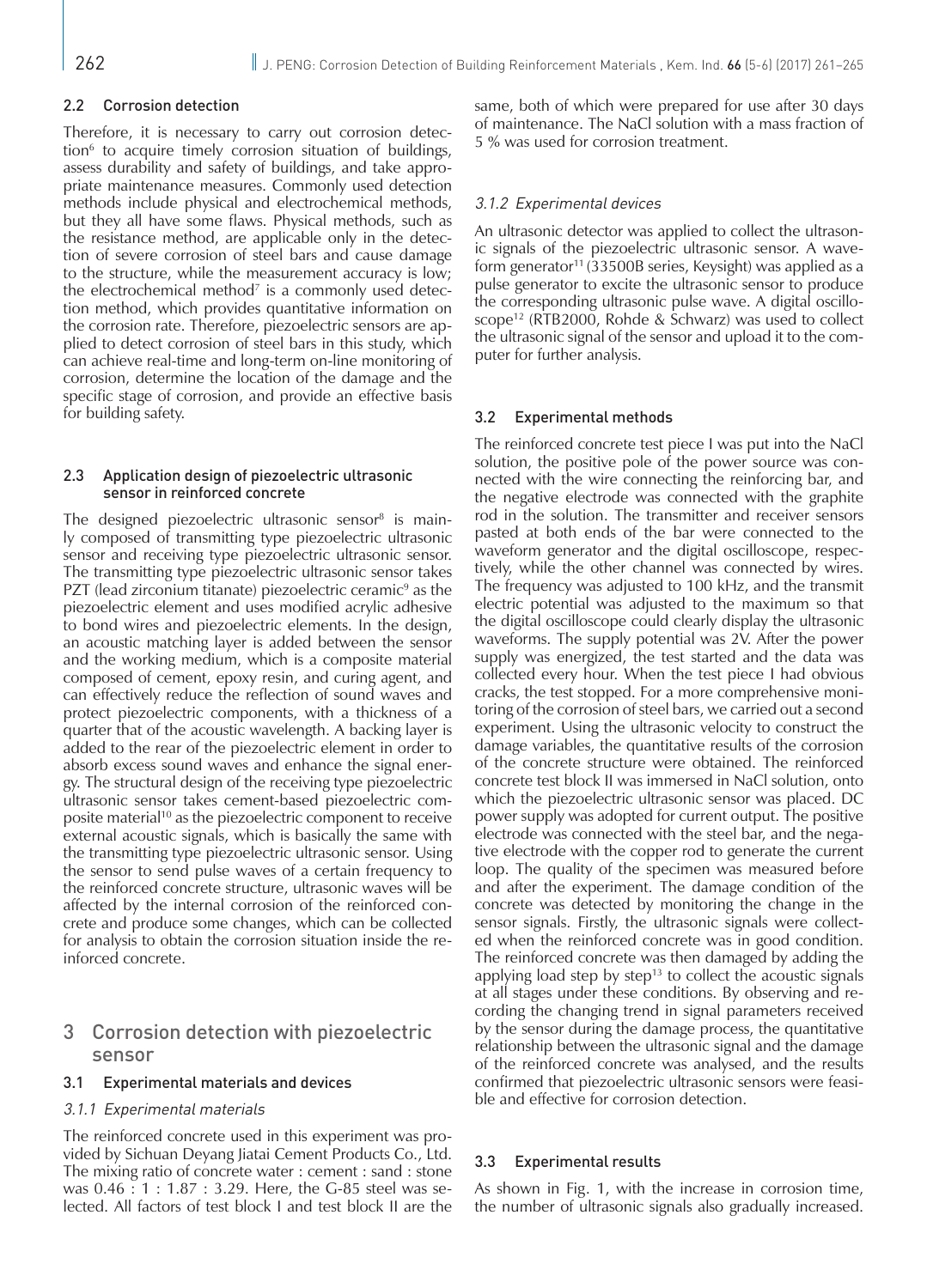### 2.2 Corrosion detection

Therefore, it is necessary to carry out corrosion detection[6] to acquire timely corrosion situation of buildings, assess durability and safety of buildings, and take appropriate maintenance measures. Commonly used detection methods include physical and electrochemical methods, but they all have some flaws. Physical methods, such as the resistance method, are applicable only in the detection of severe corrosion of steel bars and cause damage to the structure, while the measurement accuracy is low; the electrochemical method[7] is a commonly used detection method, which provides quantitative information on the corrosion rate. Therefore, piezoelectric sensors are applied to detect corrosion of steel bars in this study, which can achieve real-time and long-term on-line monitoring of corrosion, determine the location of the damage and the specific stage of corrosion, and provide an effective basis for building safety.

### 2.3 Application design of piezoelectric ultrasonic sensor in reinforced concrete

The designed piezoelectric ultrasonic sensor[8] is mainly composed of transmitting type piezoelectric ultrasonic sensor and receiving type piezoelectric ultrasonic sensor. The transmitting type piezoelectric ultrasonic sensor takes PZT (lead zirconium titanate) piezoelectric ceramic[9] as the piezoelectric element and uses modified acrylic adhesive to bond wires and piezoelectric elements. In the design, an acoustic matching layer is added between the sensor and the working medium, which is a composite material composed of cement, epoxy resin, and curing agent, and can effectively reduce the reflection of sound waves and protect piezoelectric components, with a thickness of a quarter that of the acoustic wavelength. A backing layer is added to the rear of the piezoelectric element in order to absorb excess sound waves and enhance the signal energy. The structural design of the receiving type piezoelectric ultrasonic sensor takes cement-based piezoelectric composite material[10] as the piezoelectric component to receive external acoustic signals, which is basically the same with the transmitting type piezoelectric ultrasonic sensor. Using the sensor to send pulse waves of a certain frequency to the reinforced concrete structure, ultrasonic waves will be affected by the internal corrosion of the reinforced concrete and produce some changes, which can be collected for analysis to obtain the corrosion situation inside the reinforced concrete.

## 3 Corrosion detection with piezoelectric sensor

### 3.1 Experimental materials and devices

#### *3.1.1 Experimental materials*

The reinforced concrete used in this experiment was provided by Sichuan Deyang Jiatai Cement Products Co., Ltd. The mixing ratio of concrete water : cement : sand : stone was 0.46 : 1 : 1.87 : 3.29. Here, the G-85 steel was selected. All factors of test block I and test block II are the same, both of which were prepared for use after 30 days of maintenance. The NaCl solution with a mass fraction of 5 % was used for corrosion treatment.

#### *3.1.2 Experimental devices*

An ultrasonic detector was applied to collect the ultrasonic signals of the piezoelectric ultrasonic sensor. A waveform generator[11] (33500B series, Keysight) was applied as a pulse generator to excite the ultrasonic sensor to produce the corresponding ultrasonic pulse wave. A digital oscilloscope[12] (RTB2000, Rohde & Schwarz) was used to collect the ultrasonic signal of the sensor and upload it to the computer for further analysis.

### 3.2 Experimental methods

The reinforced concrete test piece I was put into the NaCl solution, the positive pole of the power source was connected with the wire connecting the reinforcing bar, and the negative electrode was connected with the graphite rod in the solution. The transmitter and receiver sensors pasted at both ends of the bar were connected to the waveform generator and the digital oscilloscope, respectively, while the other channel was connected by wires. The frequency was adjusted to 100 kHz, and the transmit electric potential was adjusted to the maximum so that the digital oscilloscope could clearly display the ultrasonic waveforms. The supply potential was 2V. After the power supply was energized, the test started and the data was collected every hour. When the test piece I had obvious cracks, the test stopped. For a more comprehensive monitoring of the corrosion of steel bars, we carried out a second experiment. Using the ultrasonic velocity to construct the damage variables, the quantitative results of the corrosion of the concrete structure were obtained. The reinforced concrete test block II was immersed in NaCl solution, onto which the piezoelectric ultrasonic sensor was placed. DC power supply was adopted for current output. The positive electrode was connected with the steel bar, and the negative electrode with the copper rod to generate the current loop. The quality of the specimen was measured before and after the experiment. The damage condition of the concrete was detected by monitoring the change in the sensor signals. Firstly, the ultrasonic signals were collected when the reinforced concrete was in good condition. The reinforced concrete was then damaged by adding the applying load step by step[13] to collect the acoustic signals at all stages under these conditions. By observing and recording the changing trend in signal parameters received by the sensor during the damage process, the quantitative relationship between the ultrasonic signal and the damage of the reinforced concrete was analysed, and the results confirmed that piezoelectric ultrasonic sensors were feasible and effective for corrosion detection.

### 3.3 Experimental results

As shown in Fig. 1, with the increase in corrosion time, the number of ultrasonic signals also gradually increased.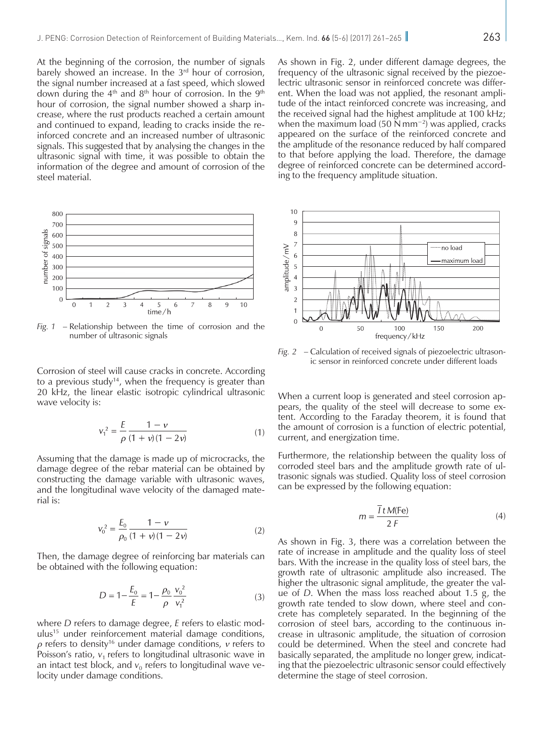At the beginning of the corrosion, the number of signals barely showed an increase. In the 3rd hour of corrosion, the signal number increased at a fast speed, which slowed down during the 4th and 8th hour of corrosion. In the 9th hour of corrosion, the signal number showed a sharp increase, where the rust products reached a certain amount and continued to expand, leading to cracks inside the reinforced concrete and an increased number of ultrasonic signals. This suggested that by analysing the changes in the ultrasonic signal with time, it was possible to obtain the information of the degree and amount of corrosion of the steel material.

*Fig. 1* – Relationship between the time of corrosion and the number of ultrasonic signals

Corrosion of steel will cause cracks in concrete. According to a previous study[14], when the frequency is greater than 20 kHz, the linear elastic isotropic cylindrical ultrasonic wave velocity is:

$$v_1^2 = \frac{E}{\rho} \frac{1 - \nu}{(1 + \nu)(1 - 2\nu)} \tag{1}$$

Assuming that the damage is made up of microcracks, the damage degree of the rebar material can be obtained by constructing the damage variable with ultrasonic waves, and the longitudinal wave velocity of the damaged material is:

$$v_0^2 = \frac{E_0}{\rho_0} \frac{1 - \nu}{(1 + \nu)(1 - 2\nu)} \tag{2}$$

Then, the damage degree of reinforcing bar materials can be obtained with the following equation:

$$D = 1 - \frac{E_0}{E} = 1 - \frac{\rho_0}{\rho} \frac{v_0^2}{v_1^2} \tag{3}$$

where $D$ refers to damage degree, $E$ refers to elastic modulus[15] under reinforcement material damage conditions, $\rho$ refers to density[16] under damage conditions, $\nu$ refers to Poisson's ratio, $v_1$ refers to longitudinal ultrasonic wave in an intact test block, and $v_0$ refers to longitudinal wave velocity under damage conditions.

As shown in Fig. 2, under different damage degrees, the frequency of the ultrasonic signal received by the piezoelectric ultrasonic sensor in reinforced concrete was different. When the load was not applied, the resonant amplitude of the intact reinforced concrete was increasing, and the received signal had the highest amplitude at 100 kHz; when the maximum load (50 N mm$^{-2}$) was applied, cracks appeared on the surface of the reinforced concrete and the amplitude of the resonance reduced by half compared to that before applying the load. Therefore, the damage degree of reinforced concrete can be determined according to the frequency amplitude situation.

*Fig. 2* – Calculation of received signals of piezoelectric ultrasonic sensor in reinforced concrete under different loads

When a current loop is generated and steel corrosion appears, the quality of the steel will decrease to some extent. According to the Faraday theorem, it is found that the amount of corrosion is a function of electric potential, current, and energization time.

Furthermore, the relationship between the quality loss of corroded steel bars and the amplitude growth rate of ultrasonic signals was studied. Quality loss of steel corrosion can be expressed by the following equation:

$$m = \frac{\overline{I}\, t\, M(\text{Fe})}{2F} \tag{4}$$

As shown in Fig. 3, there was a correlation between the rate of increase in amplitude and the quality loss of steel bars. With the increase in the quality loss of steel bars, the growth rate of ultrasonic amplitude also increased. The higher the ultrasonic signal amplitude, the greater the value of $D$. When the mass loss reached about 1.5 g, the growth rate tended to slow down, where steel and concrete has completely separated. In the beginning of the corrosion of steel bars, according to the continuous increase in ultrasonic amplitude, the situation of corrosion could be determined. When the steel and concrete had basically separated, the amplitude no longer grew, indicating that the piezoelectric ultrasonic sensor could effectively determine the stage of steel corrosion.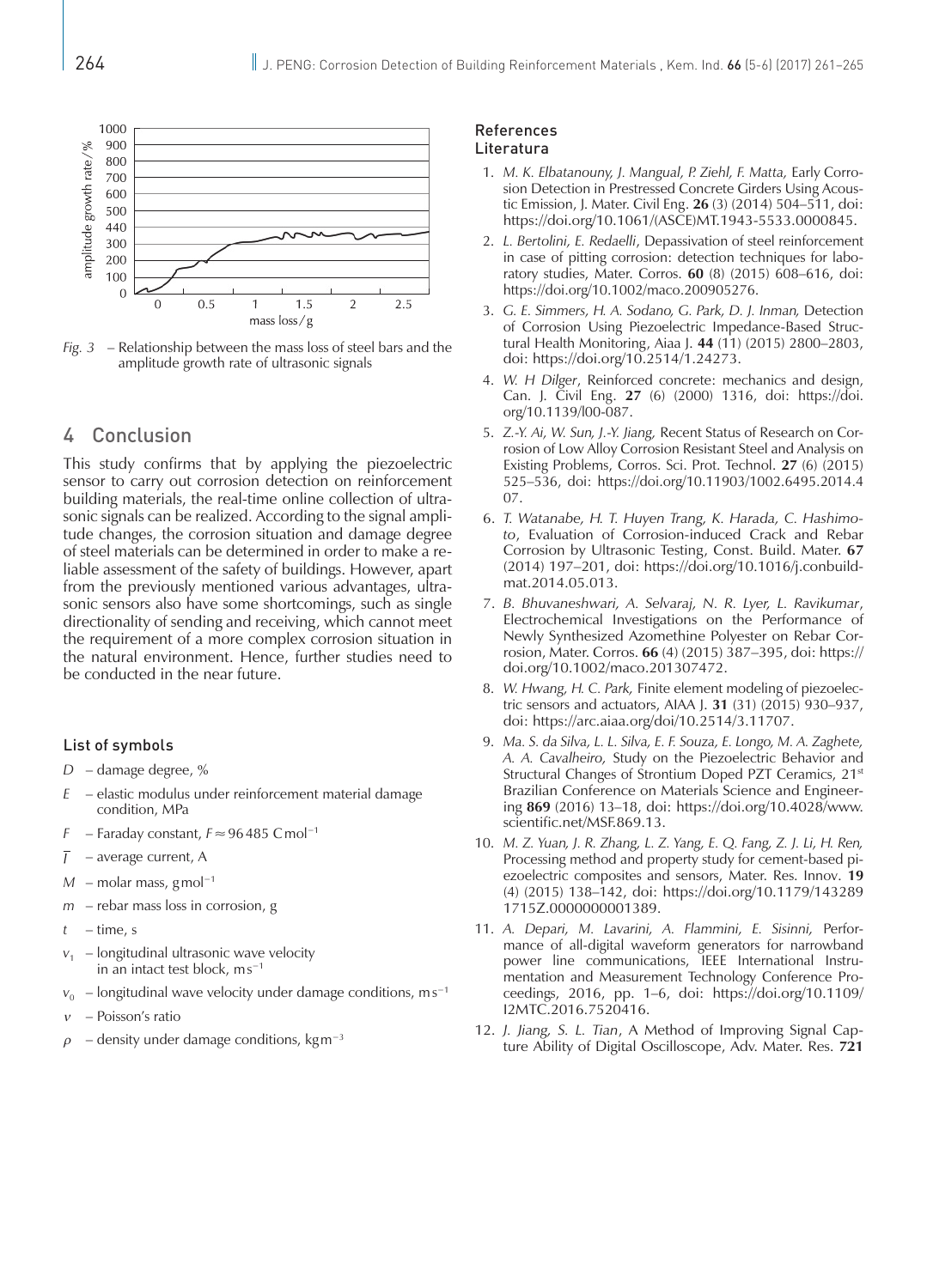*Fig. 3* – Relationship between the mass loss of steel bars and the amplitude growth rate of ultrasonic signals

## 4 Conclusion

This study confirms that by applying the piezoelectric sensor to carry out corrosion detection on reinforcement building materials, the real-time online collection of ultrasonic signals can be realized. According to the signal amplitude changes, the corrosion situation and damage degree of steel materials can be determined in order to make a reliable assessment of the safety of buildings. However, apart from the previously mentioned various advantages, ultrasonic sensors also have some shortcomings, such as single directionality of sending and receiving, which cannot meet the requirement of a more complex corrosion situation in the natural environment. Hence, further studies need to be conducted in the near future.

### List of symbols

- $D$ – damage degree, %
- $E$ – elastic modulus under reinforcement material damage condition, MPa
- $F$ – Faraday constant, $F \approx 96485$ C mol$^{-1}$
- $\overline{I}$ – average current, A
- $M$ – molar mass, g mol$^{-1}$
- $m$ – rebar mass loss in corrosion, g
- $t$ – time, s
- $v_1$ – longitudinal ultrasonic wave velocity in an intact test block, m s$^{-1}$
- $v_0$ – longitudinal wave velocity under damage conditions, m s$^{-1}$
- $\nu$ – Poisson's ratio
- $\rho$ – density under damage conditions, kg m$^{-3}$

### References
### Literatura

1. *M. K. Elbatanouny, J. Mangual, P. Ziehl, F. Matta,* Early Corrosion Detection in Prestressed Concrete Girders Using Acoustic Emission, J. Mater. Civil Eng. **26** (3) (2014) 504–511, doi: https://doi.org/10.1061/(ASCE)MT.1943-5533.0000845.
2. *L. Bertolini, E. Redaelli*, Depassivation of steel reinforcement in case of pitting corrosion: detection techniques for laboratory studies, Mater. Corros. **60** (8) (2015) 608–616, doi: https://doi.org/10.1002/maco.200905276.
3. *G. E. Simmers, H. A. Sodano, G. Park, D. J. Inman,* Detection of Corrosion Using Piezoelectric Impedance-Based Structural Health Monitoring, Aiaa J. **44** (11) (2015) 2800–2803, doi: https://doi.org/10.2514/1.24273.
4. *W. H Dilger*, Reinforced concrete: mechanics and design, Can. J. Civil Eng. **27** (6) (2000) 1316, doi: https://doi.org/10.1139/l00-087.
5. *Z.-Y. Ai, W. Sun, J.-Y. Jiang,* Recent Status of Research on Corrosion of Low Alloy Corrosion Resistant Steel and Analysis on Existing Problems, Corros. Sci. Prot. Technol. **27** (6) (2015) 525–536, doi: https://doi.org/10.11903/1002.6495.2014.407.
6. *T. Watanabe, H. T. Huyen Trang, K. Harada, C. Hashimoto*, Evaluation of Corrosion-induced Crack and Rebar Corrosion by Ultrasonic Testing, Const. Build. Mater. **67** (2014) 197–201, doi: https://doi.org/10.1016/j.conbuildmat.2014.05.013.
7. *B. Bhuvaneshwari, A. Selvaraj, N. R. Lyer, L. Ravikumar*, Electrochemical Investigations on the Performance of Newly Synthesized Azomethine Polyester on Rebar Corrosion, Mater. Corros. **66** (4) (2015) 387–395, doi: https://doi.org/10.1002/maco.201307472.
8. *W. Hwang, H. C. Park,* Finite element modeling of piezoelectric sensors and actuators, AIAA J. **31** (31) (2015) 930–937, doi: https://arc.aiaa.org/doi/10.2514/3.11707.
9. *Ma. S. da Silva, L. L. Silva, E. F. Souza, E. Longo, M. A. Zaghete, A. A. Cavalheiro,* Study on the Piezoelectric Behavior and Structural Changes of Strontium Doped PZT Ceramics, 21st Brazilian Conference on Materials Science and Engineering **869** (2016) 13–18, doi: https://doi.org/10.4028/www.scientific.net/MSF.869.13.
10. *M. Z. Yuan, J. R. Zhang, L. Z. Yang, E. Q. Fang, Z. J. Li, H. Ren,* Processing method and property study for cement-based piezoelectric composites and sensors, Mater. Res. Innov. **19** (4) (2015) 138–142, doi: https://doi.org/10.1179/1432891715Z.0000000001389.
11. *A. Depari, M. Lavarini, A. Flammini, E. Sisinni,* Performance of all-digital waveform generators for narrowband power line communications, IEEE International Instrumentation and Measurement Technology Conference Proceedings, 2016, pp. 1–6, doi: https://doi.org/10.1109/I2MTC.2016.7520416.
12. *J. Jiang, S. L. Tian*, A Method of Improving Signal Capture Ability of Digital Oscilloscope, Adv. Mater. Res. **721**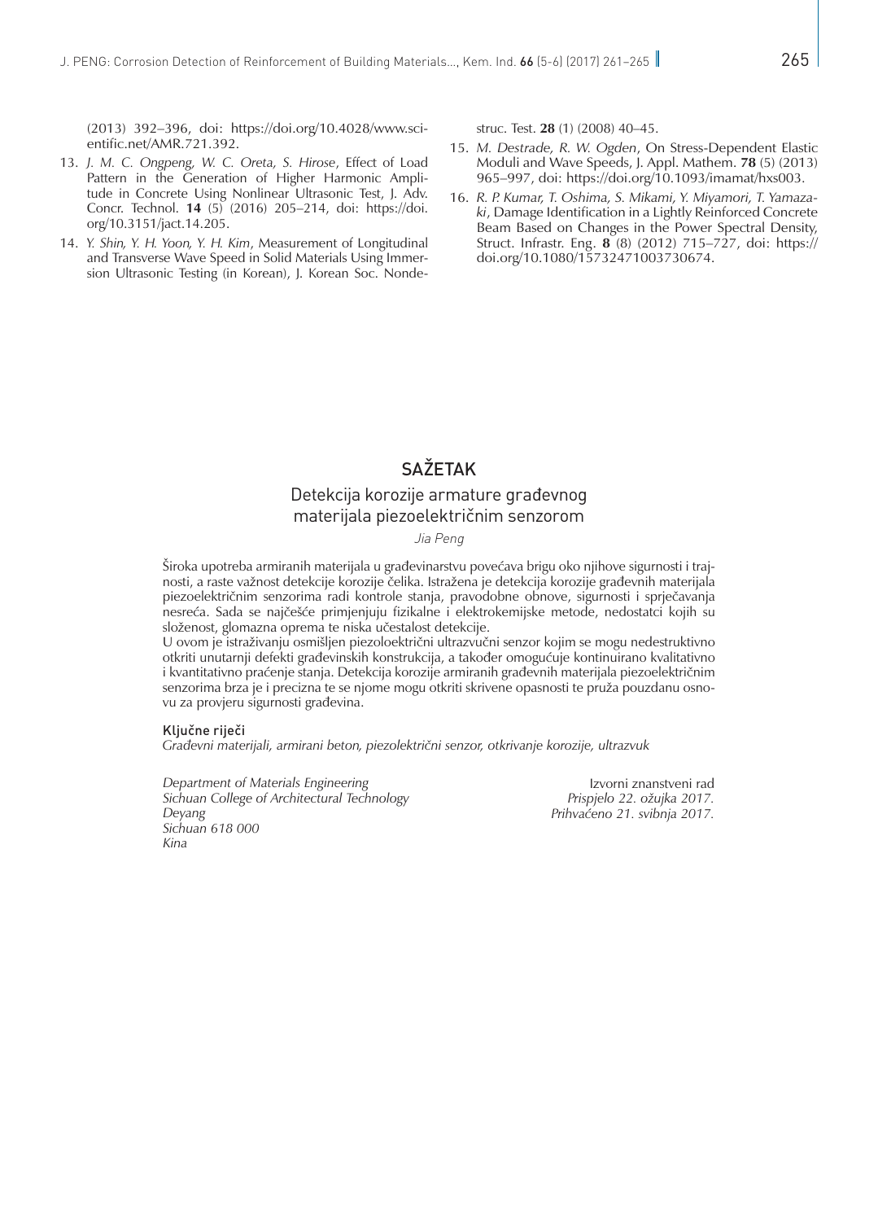(2013) 392–396, doi: https://doi.org/10.4028/www.scientific.net/AMR.721.392.

13. *J. M. C. Ongpeng, W. C. Oreta, S. Hirose*, Effect of Load Pattern in the Generation of Higher Harmonic Amplitude in Concrete Using Nonlinear Ultrasonic Test, J. Adv. Concr. Technol. **14** (5) (2016) 205–214, doi: https://doi.org/10.3151/jact.14.205.
14. *Y. Shin, Y. H. Yoon, Y. H. Kim*, Measurement of Longitudinal and Transverse Wave Speed in Solid Materials Using Immersion Ultrasonic Testing (in Korean), J. Korean Soc. Nondestruc. Test. **28** (1) (2008) 40–45.
15. *M. Destrade, R. W. Ogden*, On Stress-Dependent Elastic Moduli and Wave Speeds, J. Appl. Mathem. **78** (5) (2013) 965–997, doi: https://doi.org/10.1093/imamat/hxs003.
16. *R. P. Kumar, T. Oshima, S. Mikami, Y. Miyamori, T. Yamazaki*, Damage Identification in a Lightly Reinforced Concrete Beam Based on Changes in the Power Spectral Density, Struct. Infrastr. Eng. **8** (8) (2012) 715–727, doi: https://doi.org/10.1080/15732471003730674.

## SAŽETAK

### Detekcija korozije armature građevnog materijala piezoelektričnim senzorom

*Jia Peng*

Široka upotreba armiranih materijala u građevinarstvu povećava brigu oko njihove sigurnosti i trajnosti, a raste važnost detekcije korozije čelika. Istražena je detekcija korozije građevnih materijala piezoelektričnim senzorima radi kontrole stanja, pravodobne obnove, sigurnosti i sprječavanja nesreća. Sada se najčešće primjenjuju fizikalne i elektrokemijske metode, nedostatci kojih su složenost, glomazna oprema te niska učestalost detekcije.
U ovom je istraživanju osmišljen piezoloektrični ultrazvučni senzor kojim se mogu nedestruktivno otkriti unutarnji defekti građevinskih konstrukcija, a također omogućuje kontinuirano kvalitativno i kvantitativno praćenje stanja. Detekcija korozije armiranih građevnih materijala piezoelektričnim senzorima brza je i precizna te se njome mogu otkriti skrivene opasnosti te pruža pouzdanu osnovu za provjeru sigurnosti građevina.

#### Ključne riječi

*Građevni materijali, armirani beton, piezolektrični senzor, otkrivanje korozije, ultrazvuk*

*Department of Materials Engineering*
*Sichuan College of Architectural Technology*
*Deyang*
*Sichuan 618 000*
*Kina*

Izvorni znanstveni rad
*Prispjelo 22. ožujka 2017.*
*Prihvaćeno 21. svibnja 2017.*